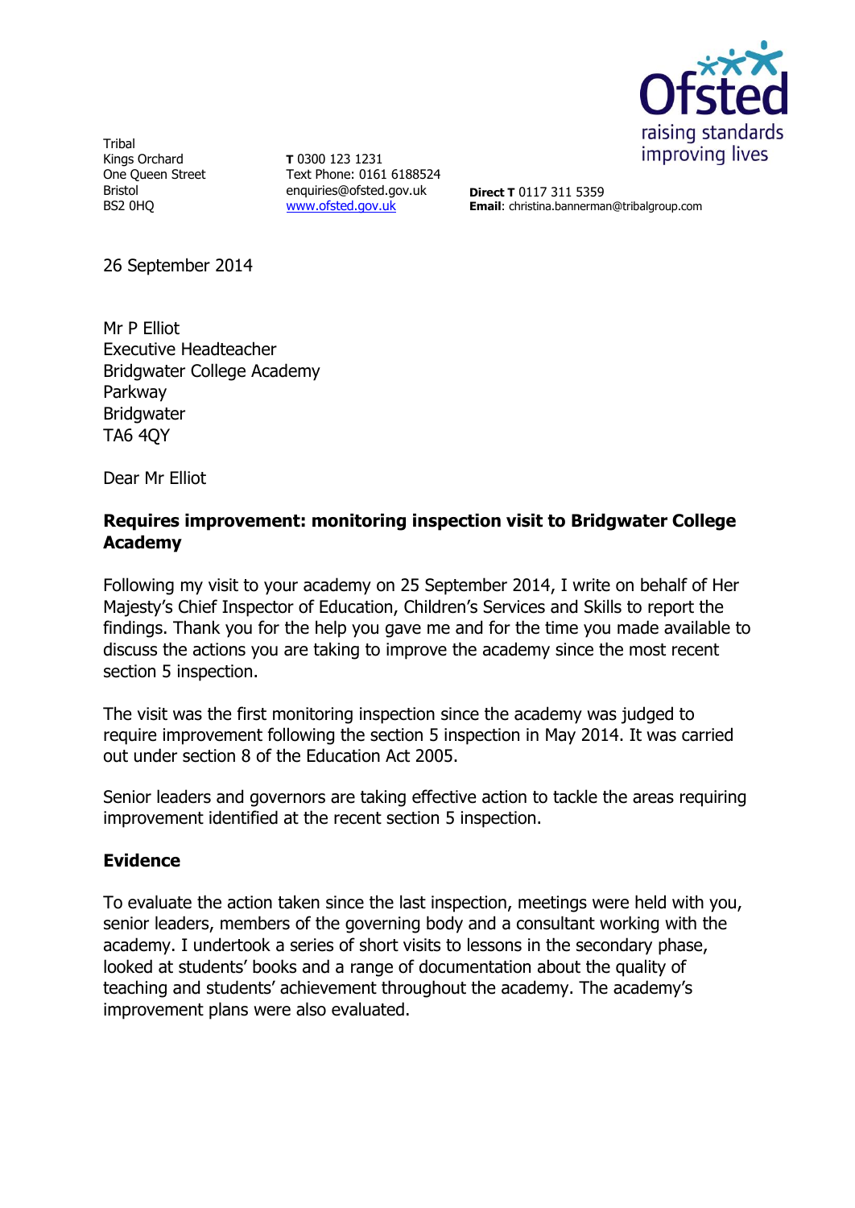Tribal
Kings Orchard
One Queen Street
Bristol
BS2 0HQ

**T** 0300 123 1231
Text Phone: 0161 6188524
enquiries@ofsted.gov.uk
www.ofsted.gov.uk

**Direct T** 0117 311 5359
**Email**: christina.bannerman@tribalgroup.com

Ofsted
raising standards
improving lives

26 September 2014

Mr P Elliot
Executive Headteacher
Bridgwater College Academy
Parkway
Bridgwater
TA6 4QY

Dear Mr Elliot

**Requires improvement: monitoring inspection visit to Bridgwater College Academy**

Following my visit to your academy on 25 September 2014, I write on behalf of Her Majesty's Chief Inspector of Education, Children's Services and Skills to report the findings. Thank you for the help you gave me and for the time you made available to discuss the actions you are taking to improve the academy since the most recent section 5 inspection.

The visit was the first monitoring inspection since the academy was judged to require improvement following the section 5 inspection in May 2014. It was carried out under section 8 of the Education Act 2005.

Senior leaders and governors are taking effective action to tackle the areas requiring improvement identified at the recent section 5 inspection.

## Evidence

To evaluate the action taken since the last inspection, meetings were held with you, senior leaders, members of the governing body and a consultant working with the academy. I undertook a series of short visits to lessons in the secondary phase, looked at students' books and a range of documentation about the quality of teaching and students' achievement throughout the academy. The academy's improvement plans were also evaluated.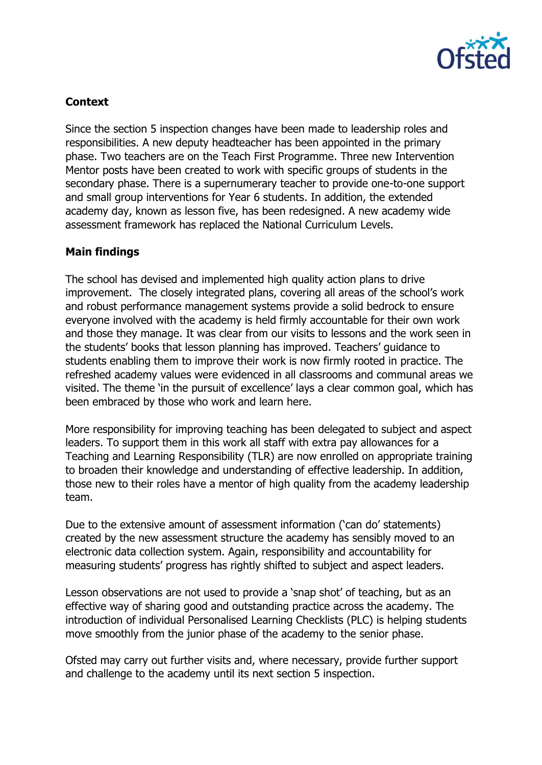## Context

Since the section 5 inspection changes have been made to leadership roles and responsibilities. A new deputy headteacher has been appointed in the primary phase. Two teachers are on the Teach First Programme. Three new Intervention Mentor posts have been created to work with specific groups of students in the secondary phase. There is a supernumerary teacher to provide one-to-one support and small group interventions for Year 6 students. In addition, the extended academy day, known as lesson five, has been redesigned. A new academy wide assessment framework has replaced the National Curriculum Levels.

## Main findings

The school has devised and implemented high quality action plans to drive improvement. The closely integrated plans, covering all areas of the school's work and robust performance management systems provide a solid bedrock to ensure everyone involved with the academy is held firmly accountable for their own work and those they manage. It was clear from our visits to lessons and the work seen in the students' books that lesson planning has improved. Teachers' guidance to students enabling them to improve their work is now firmly rooted in practice. The refreshed academy values were evidenced in all classrooms and communal areas we visited. The theme 'in the pursuit of excellence' lays a clear common goal, which has been embraced by those who work and learn here.

More responsibility for improving teaching has been delegated to subject and aspect leaders. To support them in this work all staff with extra pay allowances for a Teaching and Learning Responsibility (TLR) are now enrolled on appropriate training to broaden their knowledge and understanding of effective leadership. In addition, those new to their roles have a mentor of high quality from the academy leadership team.

Due to the extensive amount of assessment information ('can do' statements) created by the new assessment structure the academy has sensibly moved to an electronic data collection system. Again, responsibility and accountability for measuring students' progress has rightly shifted to subject and aspect leaders.

Lesson observations are not used to provide a 'snap shot' of teaching, but as an effective way of sharing good and outstanding practice across the academy. The introduction of individual Personalised Learning Checklists (PLC) is helping students move smoothly from the junior phase of the academy to the senior phase.

Ofsted may carry out further visits and, where necessary, provide further support and challenge to the academy until its next section 5 inspection.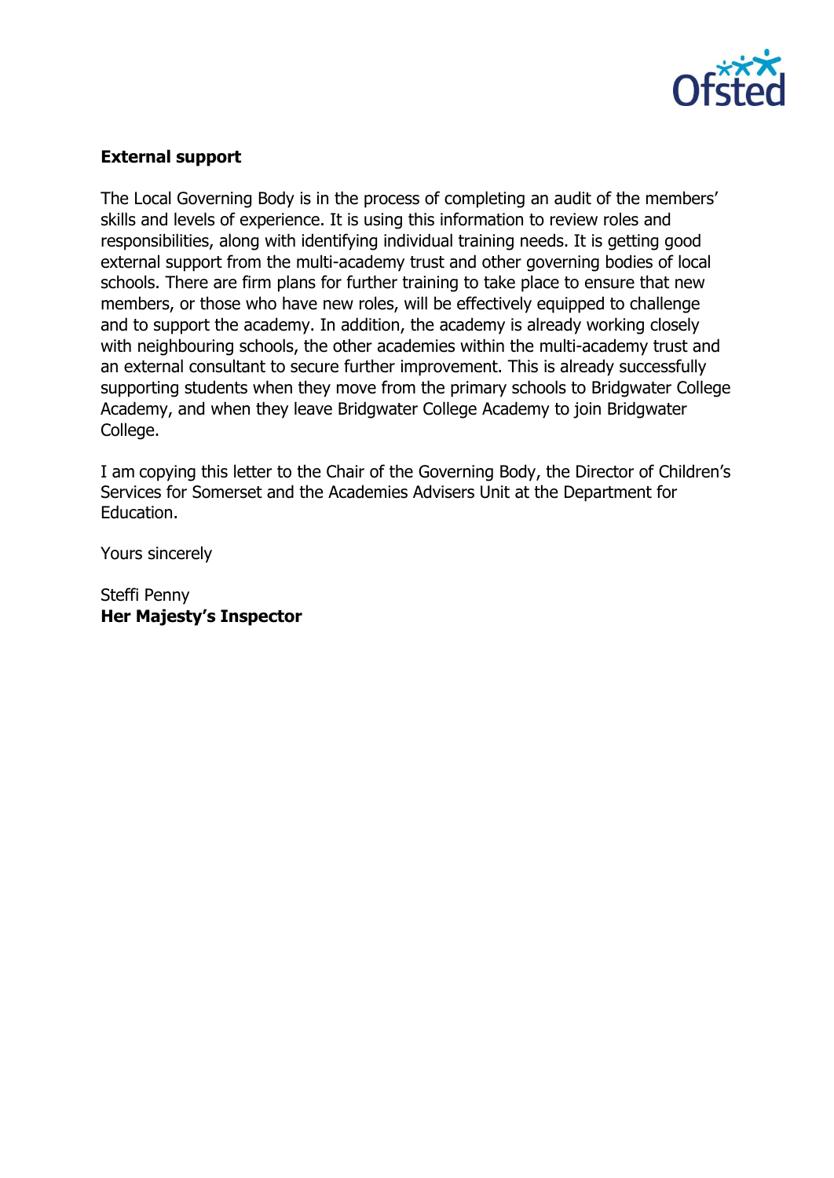**External support**

The Local Governing Body is in the process of completing an audit of the members' skills and levels of experience. It is using this information to review roles and responsibilities, along with identifying individual training needs. It is getting good external support from the multi-academy trust and other governing bodies of local schools. There are firm plans for further training to take place to ensure that new members, or those who have new roles, will be effectively equipped to challenge and to support the academy. In addition, the academy is already working closely with neighbouring schools, the other academies within the multi-academy trust and an external consultant to secure further improvement. This is already successfully supporting students when they move from the primary schools to Bridgwater College Academy, and when they leave Bridgwater College Academy to join Bridgwater College.

I am copying this letter to the Chair of the Governing Body, the Director of Children's Services for Somerset and the Academies Advisers Unit at the Department for Education.

Yours sincerely

Steffi Penny
**Her Majesty's Inspector**